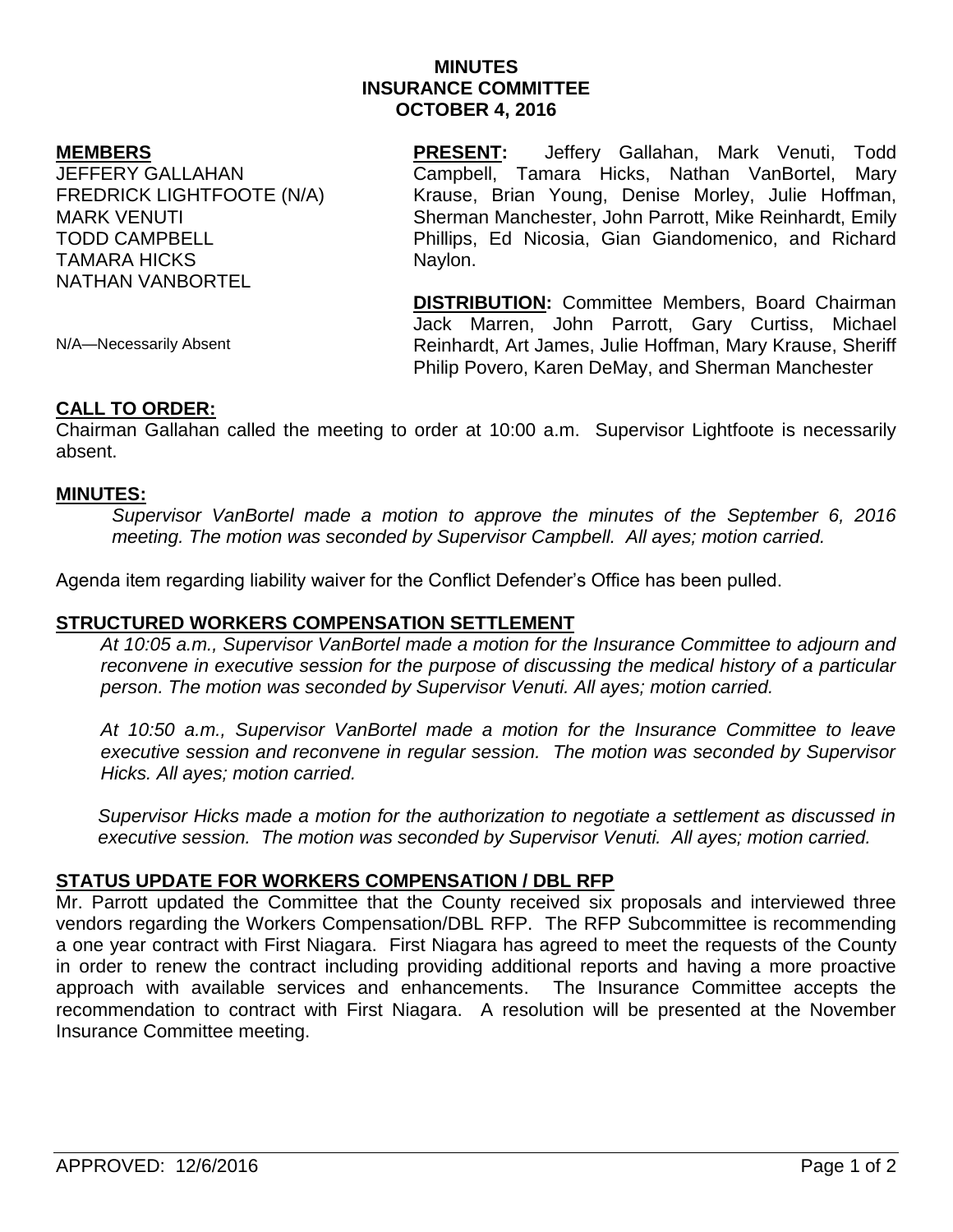# MINUTES
## INSURANCE COMMITTEE
## OCTOBER 4, 2016

**MEMBERS**
JEFFERY GALLAHAN
FREDRICK LIGHTFOOTE (N/A)
MARK VENUTI
TODD CAMPBELL
TAMARA HICKS
NATHAN VANBORTEL

N/A—Necessarily Absent

**PRESENT:** Jeffery Gallahan, Mark Venuti, Todd Campbell, Tamara Hicks, Nathan VanBortel, Mary Krause, Brian Young, Denise Morley, Julie Hoffman, Sherman Manchester, John Parrott, Mike Reinhardt, Emily Phillips, Ed Nicosia, Gian Giandomenico, and Richard Naylon.

**DISTRIBUTION:** Committee Members, Board Chairman Jack Marren, John Parrott, Gary Curtiss, Michael Reinhardt, Art James, Julie Hoffman, Mary Krause, Sheriff Philip Povero, Karen DeMay, and Sherman Manchester

**CALL TO ORDER:**

Chairman Gallahan called the meeting to order at 10:00 a.m. Supervisor Lightfoote is necessarily absent.

**MINUTES:**

*Supervisor VanBortel made a motion to approve the minutes of the September 6, 2016 meeting. The motion was seconded by Supervisor Campbell. All ayes; motion carried.*

Agenda item regarding liability waiver for the Conflict Defender's Office has been pulled.

**STRUCTURED WORKERS COMPENSATION SETTLEMENT**

*At 10:05 a.m., Supervisor VanBortel made a motion for the Insurance Committee to adjourn and reconvene in executive session for the purpose of discussing the medical history of a particular person. The motion was seconded by Supervisor Venuti. All ayes; motion carried.*

*At 10:50 a.m., Supervisor VanBortel made a motion for the Insurance Committee to leave executive session and reconvene in regular session. The motion was seconded by Supervisor Hicks. All ayes; motion carried.*

*Supervisor Hicks made a motion for the authorization to negotiate a settlement as discussed in executive session. The motion was seconded by Supervisor Venuti. All ayes; motion carried.*

**STATUS UPDATE FOR WORKERS COMPENSATION / DBL RFP**

Mr. Parrott updated the Committee that the County received six proposals and interviewed three vendors regarding the Workers Compensation/DBL RFP. The RFP Subcommittee is recommending a one year contract with First Niagara. First Niagara has agreed to meet the requests of the County in order to renew the contract including providing additional reports and having a more proactive approach with available services and enhancements. The Insurance Committee accepts the recommendation to contract with First Niagara. A resolution will be presented at the November Insurance Committee meeting.

APPROVED: 12/6/2016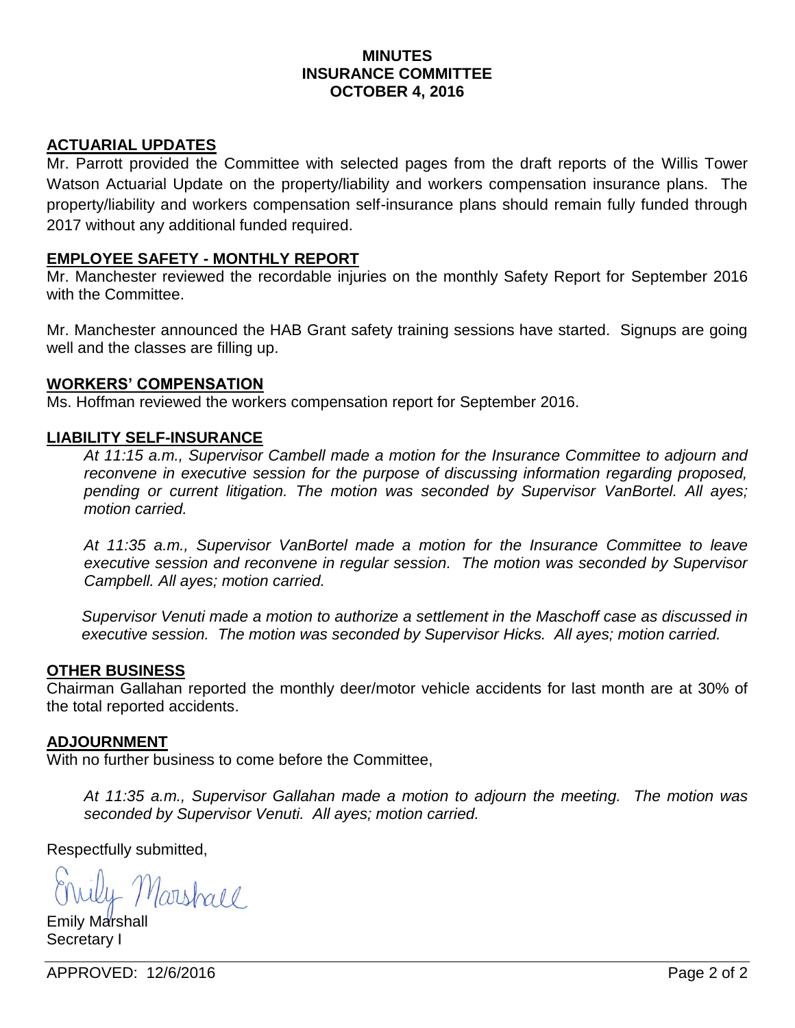**MINUTES**
**INSURANCE COMMITTEE**
**OCTOBER 4, 2016**

## ACTUARIAL UPDATES

Mr. Parrott provided the Committee with selected pages from the draft reports of the Willis Tower Watson Actuarial Update on the property/liability and workers compensation insurance plans. The property/liability and workers compensation self-insurance plans should remain fully funded through 2017 without any additional funded required.

## EMPLOYEE SAFETY - MONTHLY REPORT

Mr. Manchester reviewed the recordable injuries on the monthly Safety Report for September 2016 with the Committee.

Mr. Manchester announced the HAB Grant safety training sessions have started. Signups are going well and the classes are filling up.

## WORKERS' COMPENSATION

Ms. Hoffman reviewed the workers compensation report for September 2016.

## LIABILITY SELF-INSURANCE

*At 11:15 a.m., Supervisor Cambell made a motion for the Insurance Committee to adjourn and reconvene in executive session for the purpose of discussing information regarding proposed, pending or current litigation. The motion was seconded by Supervisor VanBortel. All ayes; motion carried.*

*At 11:35 a.m., Supervisor VanBortel made a motion for the Insurance Committee to leave executive session and reconvene in regular session. The motion was seconded by Supervisor Campbell. All ayes; motion carried.*

*Supervisor Venuti made a motion to authorize a settlement in the Maschoff case as discussed in executive session. The motion was seconded by Supervisor Hicks. All ayes; motion carried.*

## OTHER BUSINESS

Chairman Gallahan reported the monthly deer/motor vehicle accidents for last month are at 30% of the total reported accidents.

## ADJOURNMENT

With no further business to come before the Committee,

*At 11:35 a.m., Supervisor Gallahan made a motion to adjourn the meeting. The motion was seconded by Supervisor Venuti. All ayes; motion carried.*

Respectfully submitted,

Emily Marshall
Emily Marshall
Secretary I

APPROVED: 12/6/2016